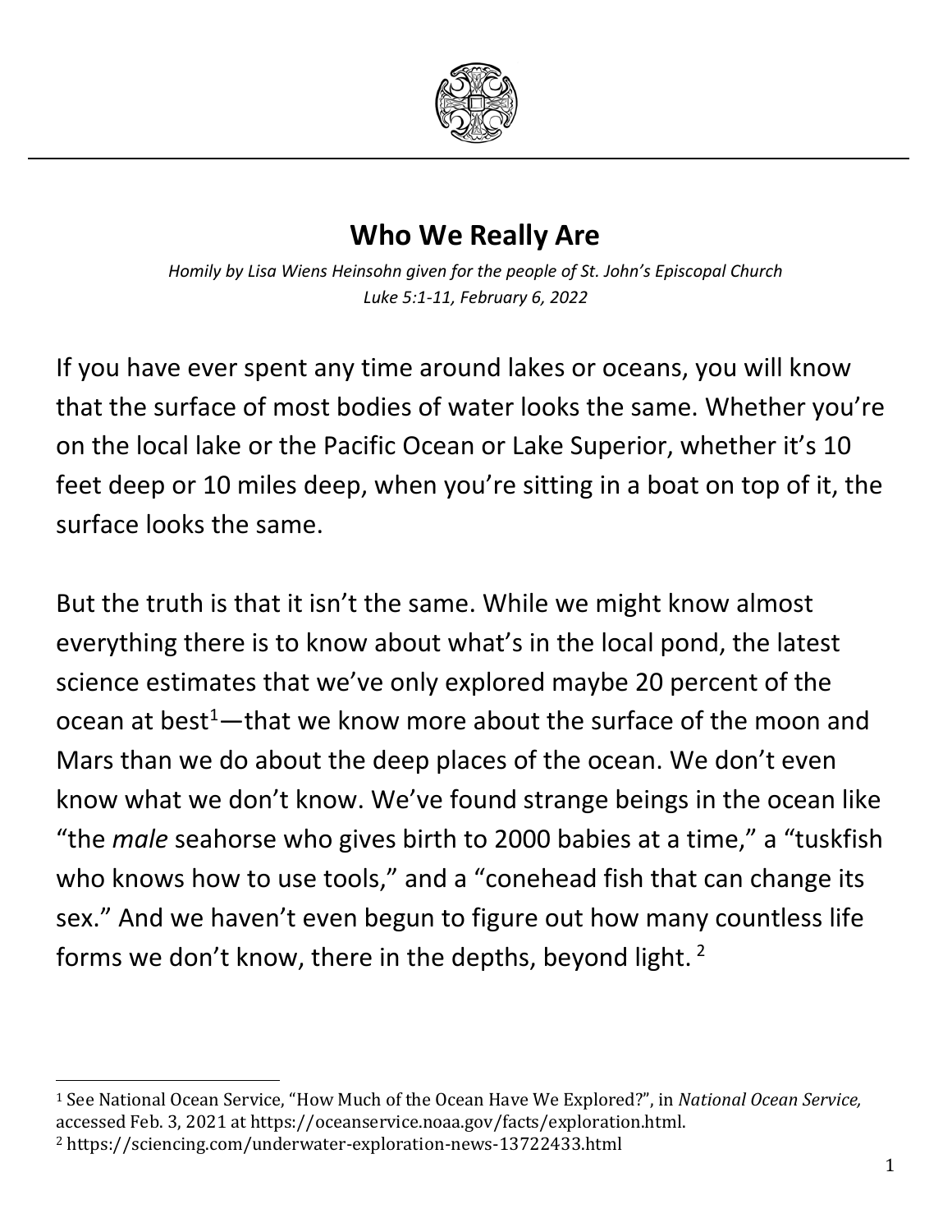# Who We Really Are

*Homily by Lisa Wiens Heinsohn given for the people of St. John's Episcopal Church*
*Luke 5:1-11, February 6, 2022*

If you have ever spent any time around lakes or oceans, you will know that the surface of most bodies of water looks the same. Whether you're on the local lake or the Pacific Ocean or Lake Superior, whether it's 10 feet deep or 10 miles deep, when you're sitting in a boat on top of it, the surface looks the same.

But the truth is that it isn't the same. While we might know almost everything there is to know about what's in the local pond, the latest science estimates that we've only explored maybe 20 percent of the ocean at best[1]—that we know more about the surface of the moon and Mars than we do about the deep places of the ocean. We don't even know what we don't know. We've found strange beings in the ocean like "the *male* seahorse who gives birth to 2000 babies at a time," a "tuskfish who knows how to use tools," and a "conehead fish that can change its sex." And we haven't even begun to figure out how many countless life forms we don't know, there in the depths, beyond light. [2]

---

[1] See National Ocean Service, "How Much of the Ocean Have We Explored?", in *National Ocean Service,* accessed Feb. 3, 2021 at https://oceanservice.noaa.gov/facts/exploration.html.

[2] https://sciencing.com/underwater-exploration-news-13722433.html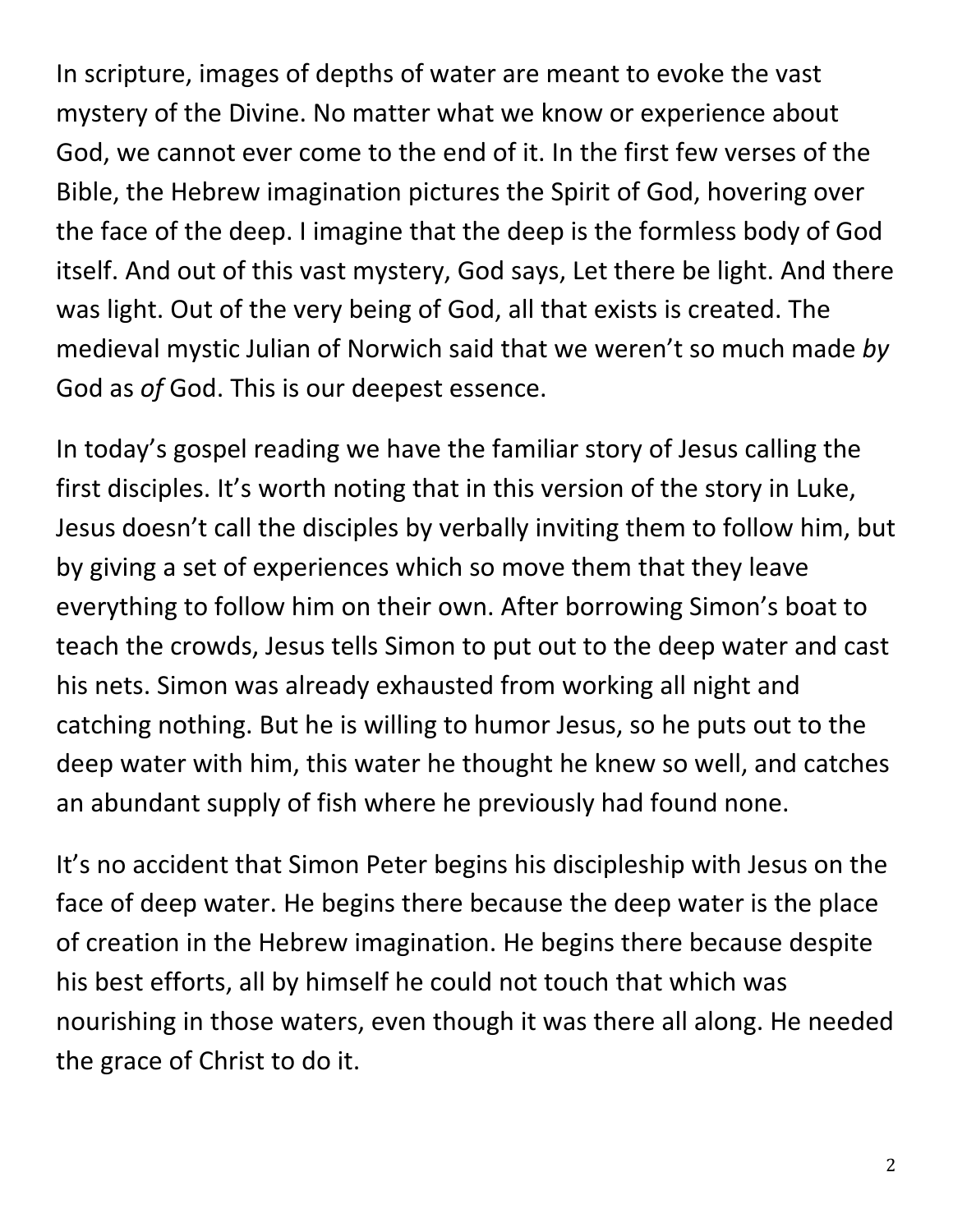In scripture, images of depths of water are meant to evoke the vast mystery of the Divine. No matter what we know or experience about God, we cannot ever come to the end of it. In the first few verses of the Bible, the Hebrew imagination pictures the Spirit of God, hovering over the face of the deep. I imagine that the deep is the formless body of God itself. And out of this vast mystery, God says, Let there be light. And there was light. Out of the very being of God, all that exists is created. The medieval mystic Julian of Norwich said that we weren't so much made *by* God as *of* God. This is our deepest essence.

In today's gospel reading we have the familiar story of Jesus calling the first disciples. It's worth noting that in this version of the story in Luke, Jesus doesn't call the disciples by verbally inviting them to follow him, but by giving a set of experiences which so move them that they leave everything to follow him on their own. After borrowing Simon's boat to teach the crowds, Jesus tells Simon to put out to the deep water and cast his nets. Simon was already exhausted from working all night and catching nothing. But he is willing to humor Jesus, so he puts out to the deep water with him, this water he thought he knew so well, and catches an abundant supply of fish where he previously had found none.

It's no accident that Simon Peter begins his discipleship with Jesus on the face of deep water. He begins there because the deep water is the place of creation in the Hebrew imagination. He begins there because despite his best efforts, all by himself he could not touch that which was nourishing in those waters, even though it was there all along. He needed the grace of Christ to do it.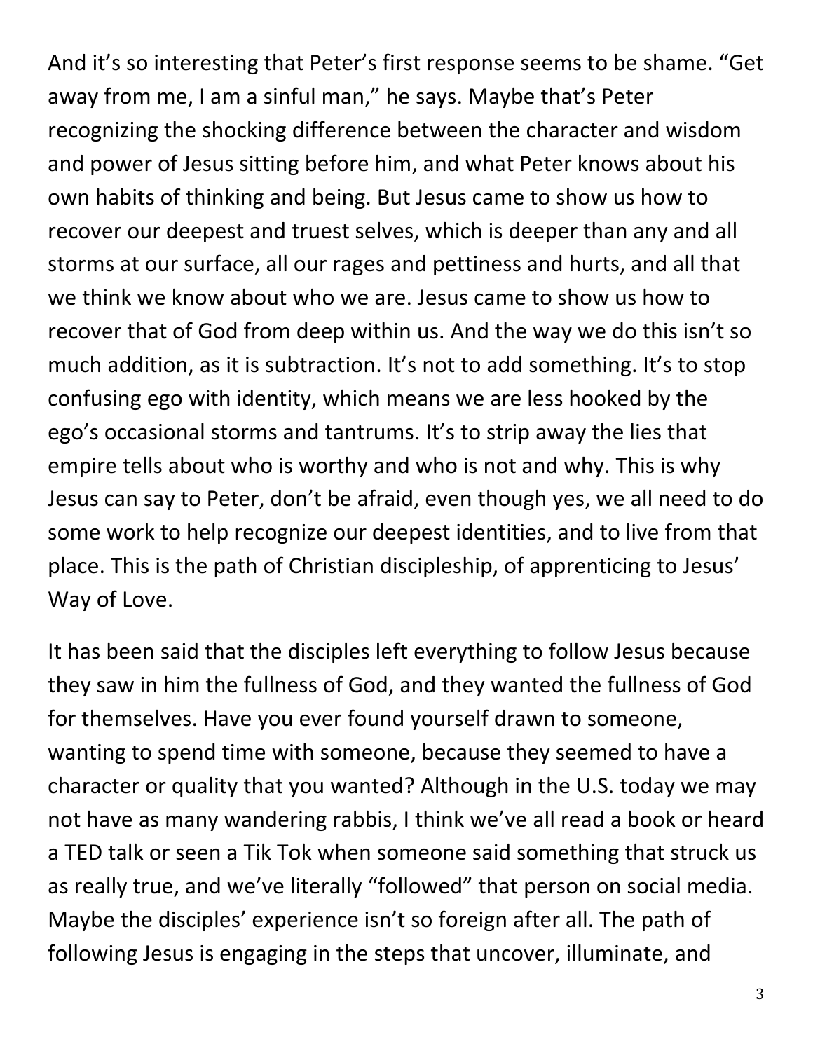And it's so interesting that Peter's first response seems to be shame. "Get away from me, I am a sinful man," he says. Maybe that's Peter recognizing the shocking difference between the character and wisdom and power of Jesus sitting before him, and what Peter knows about his own habits of thinking and being. But Jesus came to show us how to recover our deepest and truest selves, which is deeper than any and all storms at our surface, all our rages and pettiness and hurts, and all that we think we know about who we are. Jesus came to show us how to recover that of God from deep within us. And the way we do this isn't so much addition, as it is subtraction. It's not to add something. It's to stop confusing ego with identity, which means we are less hooked by the ego's occasional storms and tantrums. It's to strip away the lies that empire tells about who is worthy and who is not and why. This is why Jesus can say to Peter, don't be afraid, even though yes, we all need to do some work to help recognize our deepest identities, and to live from that place. This is the path of Christian discipleship, of apprenticing to Jesus' Way of Love.

It has been said that the disciples left everything to follow Jesus because they saw in him the fullness of God, and they wanted the fullness of God for themselves. Have you ever found yourself drawn to someone, wanting to spend time with someone, because they seemed to have a character or quality that you wanted? Although in the U.S. today we may not have as many wandering rabbis, I think we've all read a book or heard a TED talk or seen a Tik Tok when someone said something that struck us as really true, and we've literally "followed" that person on social media. Maybe the disciples' experience isn't so foreign after all. The path of following Jesus is engaging in the steps that uncover, illuminate, and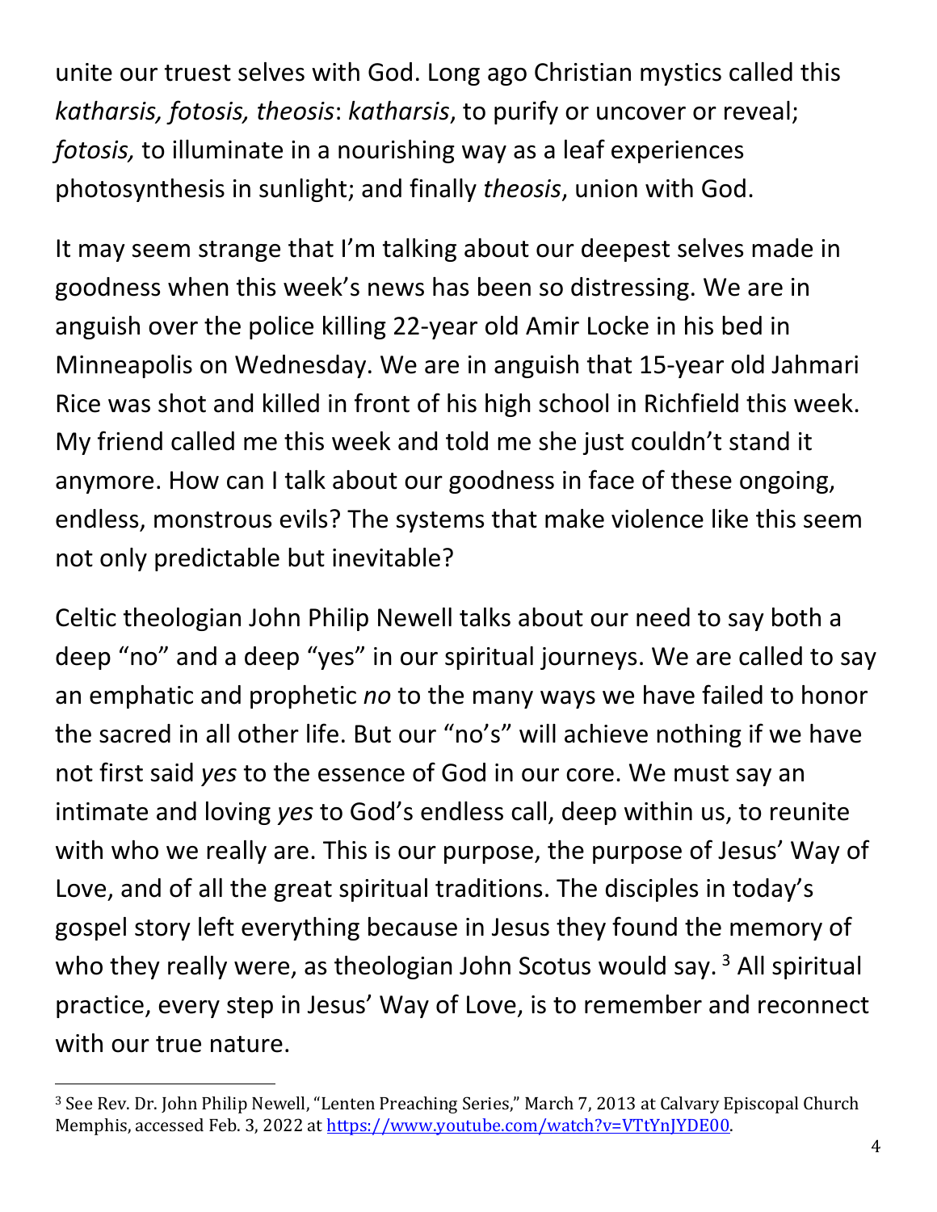unite our truest selves with God. Long ago Christian mystics called this *katharsis, fotosis, theosis*: *katharsis*, to purify or uncover or reveal; *fotosis,* to illuminate in a nourishing way as a leaf experiences photosynthesis in sunlight; and finally *theosis*, union with God.

It may seem strange that I'm talking about our deepest selves made in goodness when this week's news has been so distressing. We are in anguish over the police killing 22-year old Amir Locke in his bed in Minneapolis on Wednesday. We are in anguish that 15-year old Jahmari Rice was shot and killed in front of his high school in Richfield this week. My friend called me this week and told me she just couldn't stand it anymore. How can I talk about our goodness in face of these ongoing, endless, monstrous evils? The systems that make violence like this seem not only predictable but inevitable?

Celtic theologian John Philip Newell talks about our need to say both a deep "no" and a deep "yes" in our spiritual journeys. We are called to say an emphatic and prophetic *no* to the many ways we have failed to honor the sacred in all other life. But our "no's" will achieve nothing if we have not first said *yes* to the essence of God in our core. We must say an intimate and loving *yes* to God's endless call, deep within us, to reunite with who we really are. This is our purpose, the purpose of Jesus' Way of Love, and of all the great spiritual traditions. The disciples in today's gospel story left everything because in Jesus they found the memory of who they really were, as theologian John Scotus would say. [3] All spiritual practice, every step in Jesus' Way of Love, is to remember and reconnect with our true nature.

---

[3] See Rev. Dr. John Philip Newell, "Lenten Preaching Series," March 7, 2013 at Calvary Episcopal Church Memphis, accessed Feb. 3, 2022 at https://www.youtube.com/watch?v=VTtYnJYDE00.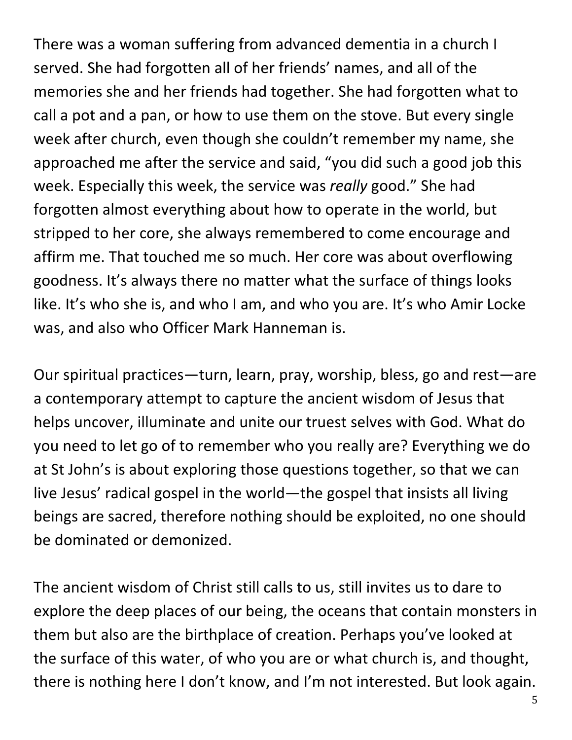There was a woman suffering from advanced dementia in a church I served. She had forgotten all of her friends' names, and all of the memories she and her friends had together. She had forgotten what to call a pot and a pan, or how to use them on the stove. But every single week after church, even though she couldn't remember my name, she approached me after the service and said, "you did such a good job this week. Especially this week, the service was *really* good." She had forgotten almost everything about how to operate in the world, but stripped to her core, she always remembered to come encourage and affirm me. That touched me so much. Her core was about overflowing goodness. It's always there no matter what the surface of things looks like. It's who she is, and who I am, and who you are. It's who Amir Locke was, and also who Officer Mark Hanneman is.

Our spiritual practices—turn, learn, pray, worship, bless, go and rest—are a contemporary attempt to capture the ancient wisdom of Jesus that helps uncover, illuminate and unite our truest selves with God. What do you need to let go of to remember who you really are? Everything we do at St John's is about exploring those questions together, so that we can live Jesus' radical gospel in the world—the gospel that insists all living beings are sacred, therefore nothing should be exploited, no one should be dominated or demonized.

The ancient wisdom of Christ still calls to us, still invites us to dare to explore the deep places of our being, the oceans that contain monsters in them but also are the birthplace of creation. Perhaps you've looked at the surface of this water, of who you are or what church is, and thought, there is nothing here I don't know, and I'm not interested. But look again.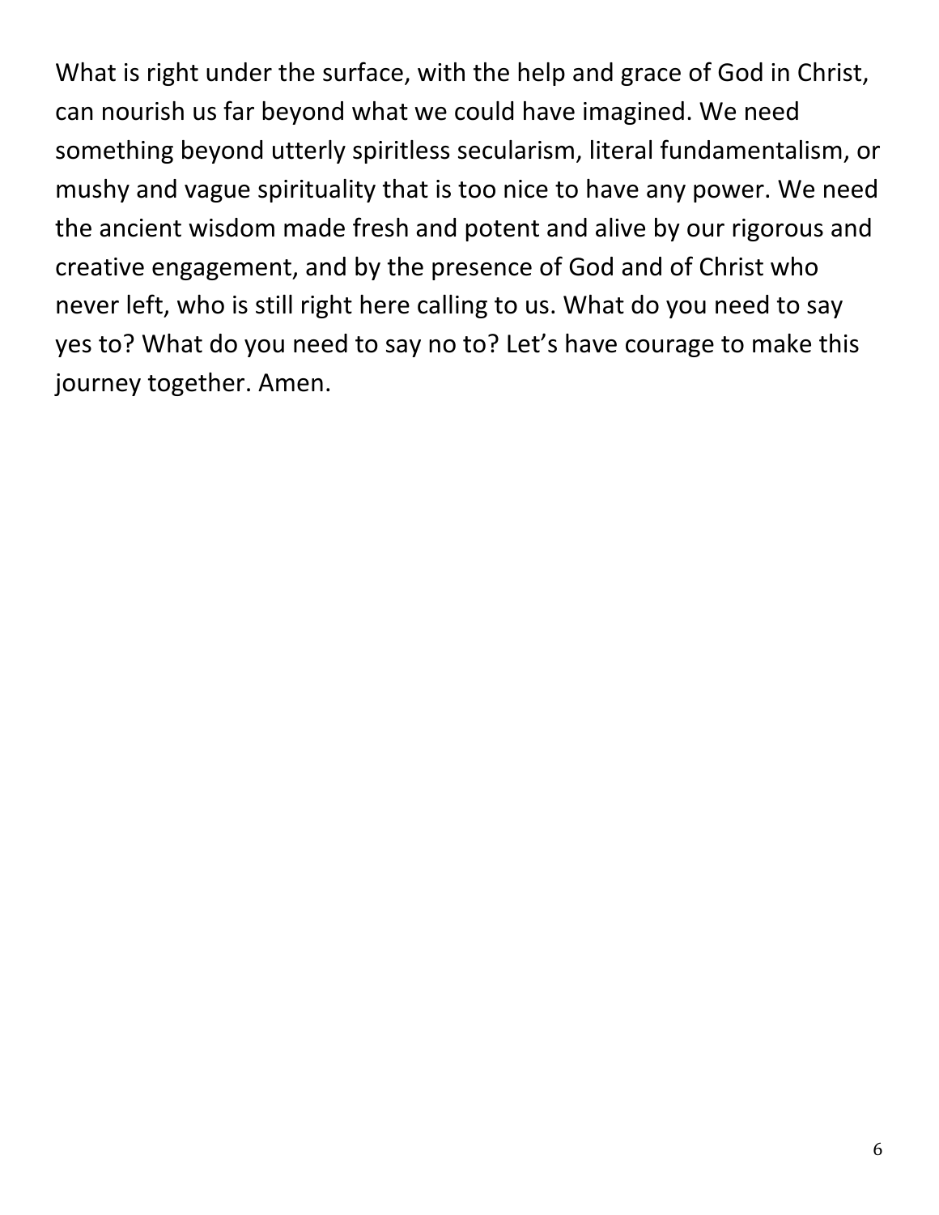What is right under the surface, with the help and grace of God in Christ, can nourish us far beyond what we could have imagined. We need something beyond utterly spiritless secularism, literal fundamentalism, or mushy and vague spirituality that is too nice to have any power. We need the ancient wisdom made fresh and potent and alive by our rigorous and creative engagement, and by the presence of God and of Christ who never left, who is still right here calling to us. What do you need to say yes to? What do you need to say no to? Let's have courage to make this journey together. Amen.